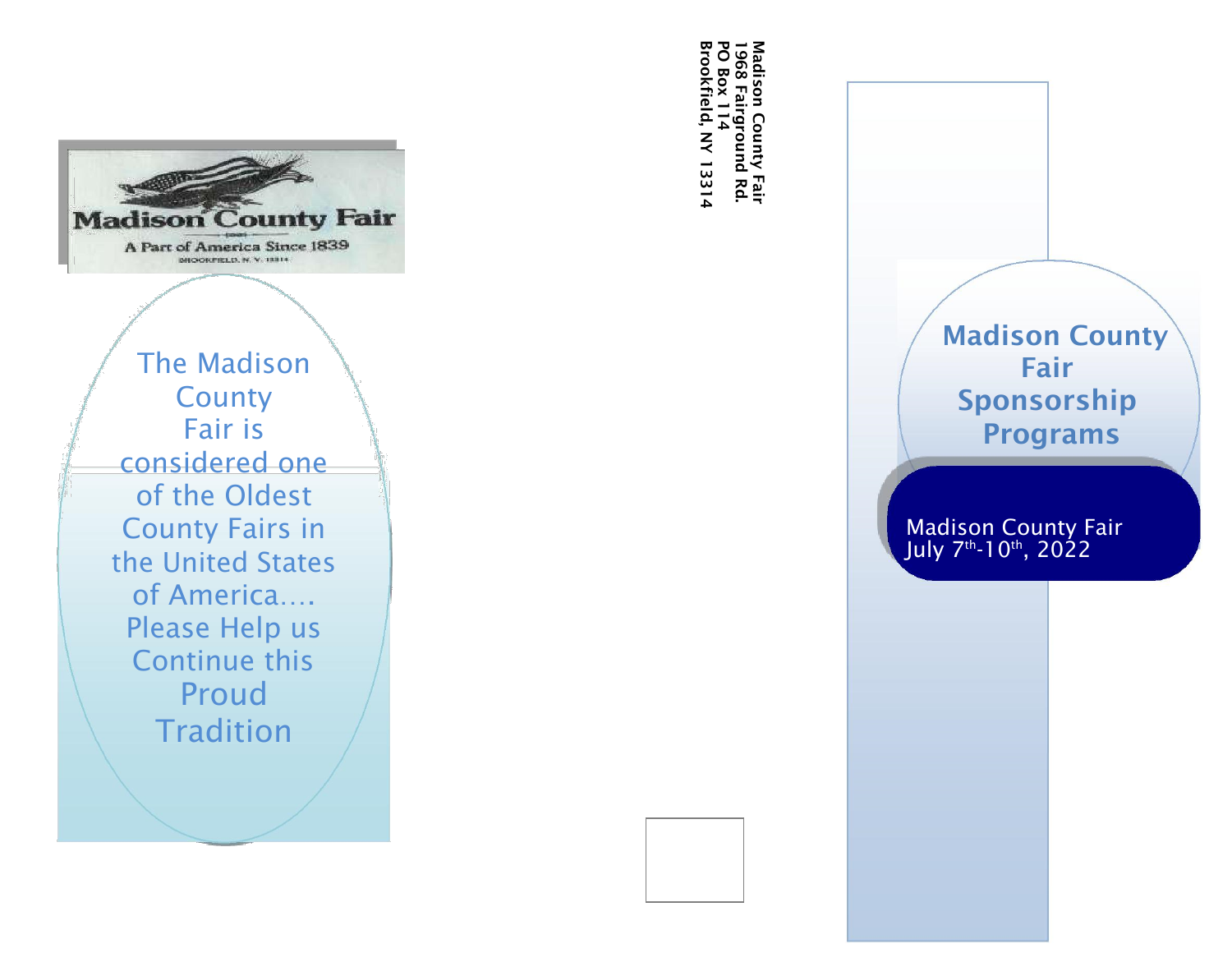Madison County Fair

A Part of America Since 1839

BROOKFIELD, N. Y. 13314

The Madison County Fair is considered one of the Oldest County Fairs in the United States of America…. Please Help us Continue this Proud Tradition

Madison County Fair
1968 Fairground Rd.
PO Box 114
Brookfield, NY 13314

# Madison County Fair Sponsorship Programs

Madison County Fair
July 7th-10th, 2022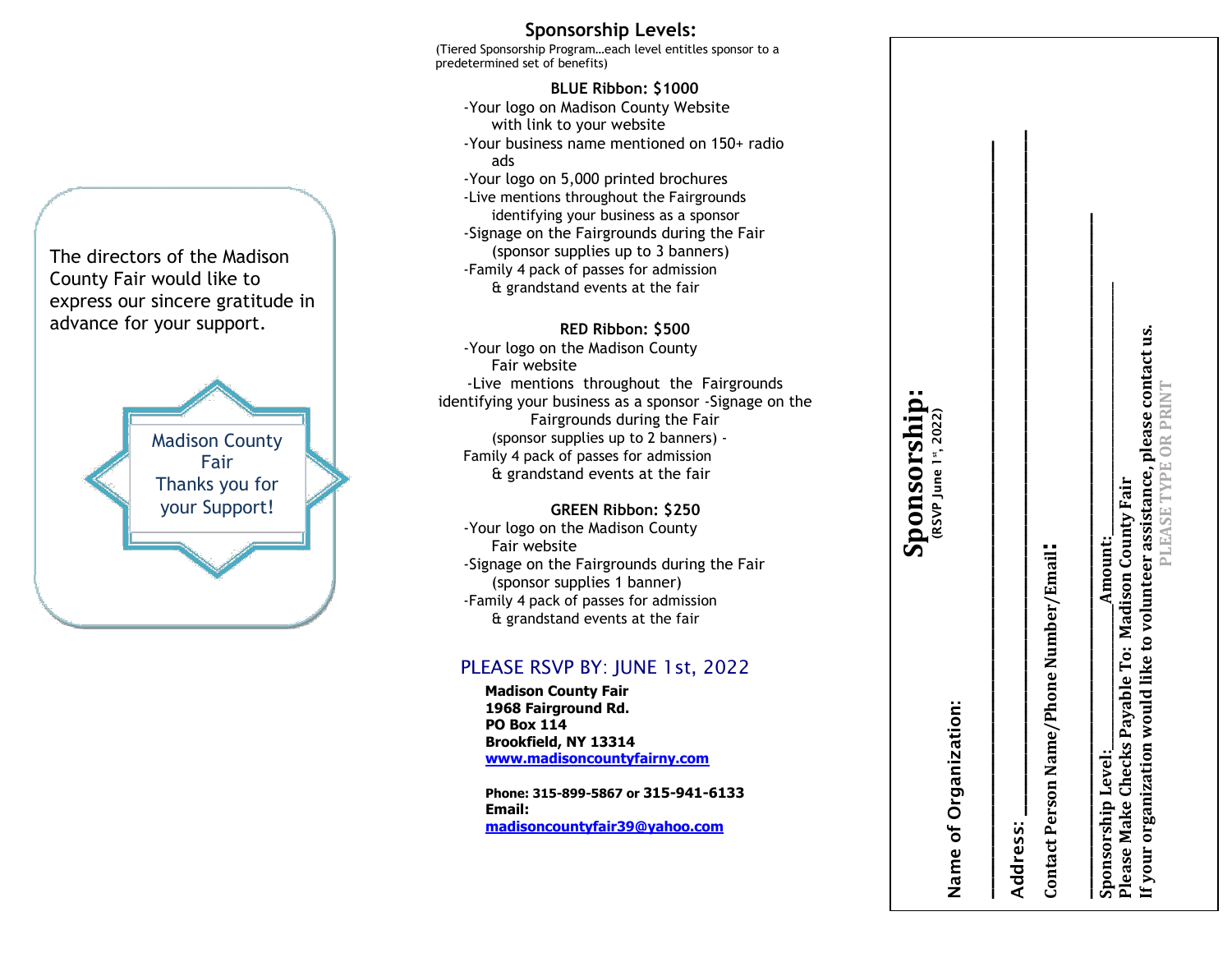The directors of the Madison County Fair would like to express our sincere gratitude in advance for your support.

Madison County Fair
Thanks you for your Support!

## Sponsorship Levels:

(Tiered Sponsorship Program…each level entitles sponsor to a predetermined set of benefits)

**BLUE Ribbon: $1000**

- Your logo on Madison County Website with link to your website
- Your business name mentioned on 150+ radio ads
- Your logo on 5,000 printed brochures
- Live mentions throughout the Fairgrounds identifying your business as a sponsor
- Signage on the Fairgrounds during the Fair (sponsor supplies up to 3 banners)
- Family 4 pack of passes for admission & grandstand events at the fair

**RED Ribbon: $500**

- Your logo on the Madison County Fair website
- Live mentions throughout the Fairgrounds identifying your business as a sponsor
- Signage on the Fairgrounds during the Fair (sponsor supplies up to 2 banners)
- Family 4 pack of passes for admission & grandstand events at the fair

**GREEN Ribbon: $250**

- Your logo on the Madison County Fair website
- Signage on the Fairgrounds during the Fair (sponsor supplies 1 banner)
- Family 4 pack of passes for admission & grandstand events at the fair

PLEASE RSVP BY: JUNE 1st, 2022

**Madison County Fair**
**1968 Fairground Rd.**
**PO Box 114**
**Brookfield, NY 13314**
**www.madisoncountyfairny.com**

**Phone: 315-899-5867 or 315-941-6133**
**Email:**
**madisoncountyfair39@yahoo.com**

## Sponsorship:

**(RSVP June 1st, 2022)**

**Name of Organization:** ______________________________

**Address:** ______________________________

**Contact Person Name/Phone Number/Email:** ______________________________

**Sponsorship Level:** __________ **Amount:** __________

**Please Make Checks Payable To: Madison County Fair**

**If your organization would like to volunteer assistance, please contact us.**

**PLEASE TYPE OR PRINT**